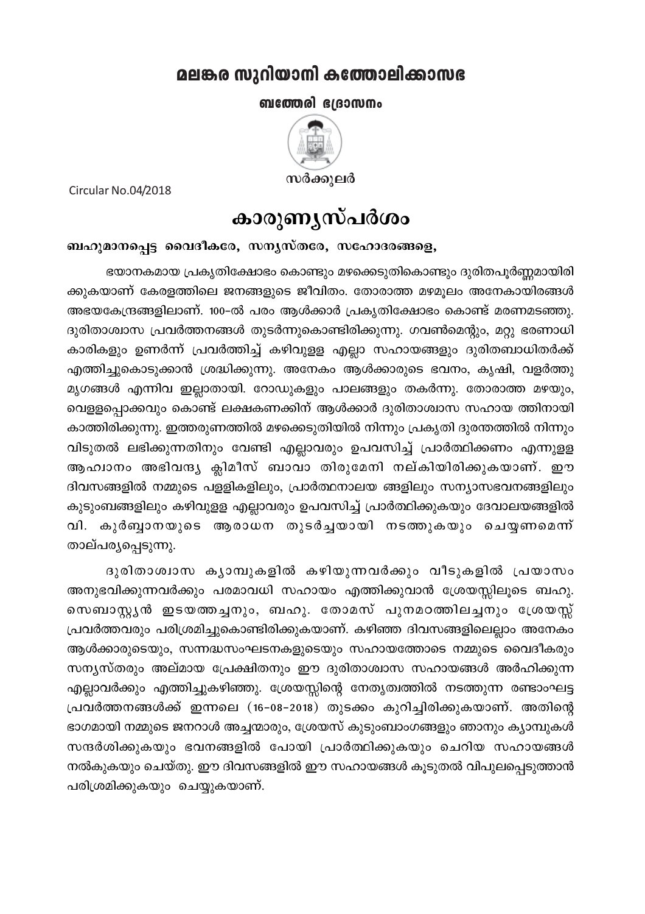# മലങ്കര സുറിയാനി കത്തോലിക്കാസഭ

## ബത്തേരി ഭദ്രാസനം

സർക്കുലർ

Circular No.04/2018

# കാരുണ്യസ്പർശം

**ബഹുമാനപ്പെട്ട വൈദീകരേ, സന്യസ്തരേ, സഹോദരങ്ങളെ,**

ഭയാനകമായ പ്രകൃതിക്ഷോഭം കൊണ്ടും മഴക്കെടുതികൊണ്ടും ദുരിതപൂർണ്ണമായിരിക്കുകയാണ് കേരളത്തിലെ ജനങ്ങളുടെ ജീവിതം. തോരാത്ത മഴമൂലം അനേകായിരങ്ങൾ അഭയകേന്ദ്രങ്ങളിലാണ്. 100-ൽ പരം ആൾക്കാർ പ്രകൃതിക്ഷോഭം കൊണ്ട് മരണമടഞ്ഞു. ദുരിതാശ്വാസ പ്രവർത്തനങ്ങൾ തുടർന്നുകൊണ്ടിരിക്കുന്നു. ഗവൺമെന്റും, മറ്റു ഭരണാധികാരികളും ഉണർന്ന് പ്രവർത്തിച്ച് കഴിവുള്ള എല്ലാ സഹായങ്ങളും ദുരിതബാധിതർക്ക് എത്തിച്ചുകൊടുക്കാൻ ശ്രദ്ധിക്കുന്നു. അനേകം ആൾക്കാരുടെ ഭവനം, കൃഷി, വളർത്തു മൃഗങ്ങൾ എന്നിവ ഇല്ലാതായി. റോഡുകളും പാലങ്ങളും തകർന്നു. തോരാത്ത മഴയും, വെള്ളപ്പൊക്കവും കൊണ്ട് ലക്ഷകണക്കിന് ആൾക്കാർ ദുരിതാശ്വാസ സഹായ ത്തിനായി കാത്തിരിക്കുന്നു. ഇത്തരുണത്തിൽ മഴക്കെടുതിയിൽ നിന്നും പ്രകൃതി ദുരന്തത്തിൽ നിന്നും വിടുതൽ ലഭിക്കുന്നതിനും വേണ്ടി എല്ലാവരും ഉപവസിച്ച് പ്രാർത്ഥിക്കണം എന്നുള്ള ആഹ്വാനം അഭിവന്ദ്യ ക്ലിമീസ് ബാവാ തിരുമേനി നല്കിയിരിക്കുകയാണ്. ഈ ദിവസങ്ങളിൽ നമ്മുടെ പള്ളികളിലും, പ്രാർത്ഥനാലയ ങ്ങളിലും സന്യാസഭവനങ്ങളിലും കുടുംബങ്ങളിലും കഴിവുള്ള എല്ലാവരും ഉപവസിച്ച് പ്രാർത്ഥിക്കുകയും ദേവാലയങ്ങളിൽ വി. കുർബ്ബാനയുടെ ആരാധന തുടർച്ചയായി നടത്തുകയും ചെയ്യണമെന്ന് താല്പര്യപ്പെടുന്നു.

ദുരിതാശ്വാസ ക്യാമ്പുകളിൽ കഴിയുന്നവർക്കും വീടുകളിൽ പ്രയാസം അനുഭവിക്കുന്നവർക്കും പരമാവധി സഹായം എത്തിക്കുവാൻ ശ്രേയസ്സിലൂടെ ബഹു. സെബാസ്റ്റ്യൻ ഇടയത്തച്ചനും, ബഹു. തോമസ് പുനമഠത്തിലച്ചനും ശ്രേയസ്സ് പ്രവർത്തവരും പരിശ്രമിച്ചുകൊണ്ടിരിക്കുകയാണ്. കഴിഞ്ഞ ദിവസങ്ങളിലെല്ലാം അനേകം ആൾക്കാരുടെയും, സന്നദ്ധസംഘടനകളുടെയും സഹായത്തോടെ നമ്മുടെ വൈദീകരും സന്യസ്തരും അല്മായ പ്രേക്ഷിതനും ഈ ദുരിതാശ്വാസ സഹായങ്ങൾ അർഹിക്കുന്ന എല്ലാവർക്കും എത്തിച്ചുകഴിഞ്ഞു. ശ്രേയസ്സിന്റെ നേതൃത്വത്തിൽ നടത്തുന്ന രണ്ടാംഘട്ട പ്രവർത്തനങ്ങൾക്ക് ഇന്നലെ (16-08-2018) തുടക്കം കുറിച്ചിരിക്കുകയാണ്. അതിന്റെ ഭാഗമായി നമ്മുടെ ജനറാൾ അച്ചന്മാരും, ശ്രേയസ് കുടുംബാംഗങ്ങളും ഞാനും ക്യാമ്പുകൾ സന്ദർശിക്കുകയും ഭവനങ്ങളിൽ പോയി പ്രാർത്ഥിക്കുകയും ചെറിയ സഹായങ്ങൾ നൽകുകയും ചെയ്തു. ഈ ദിവസങ്ങളിൽ ഈ സഹായങ്ങൾ കൂടുതൽ വിപുലപ്പെടുത്താൻ പരിശ്രമിക്കുകയും ചെയ്യുകയാണ്.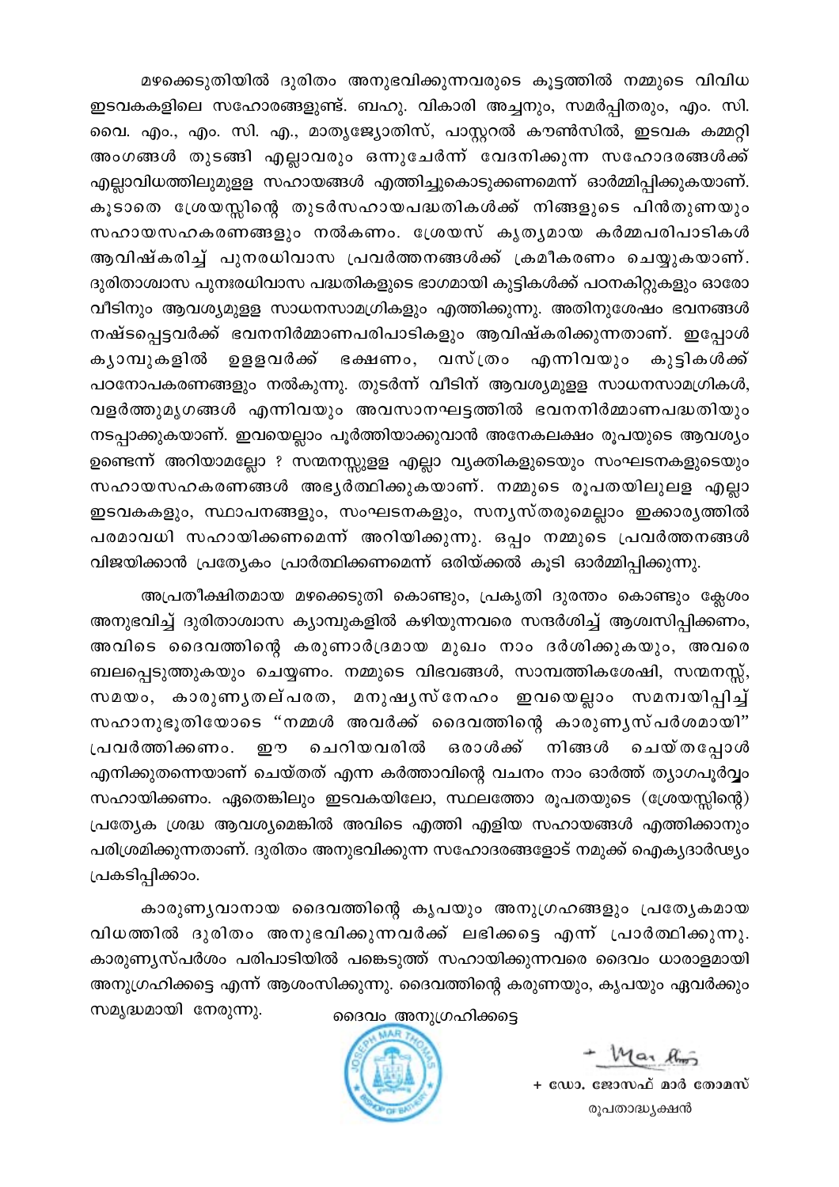മഴക്കെടുതിയിൽ ദുരിതം അനുഭവിക്കുന്നവരുടെ കൂട്ടത്തിൽ നമ്മുടെ വിവിധ ഇടവകകളിലെ സഹോരങ്ങളുണ്ട്. ബഹു. വികാരി അച്ചനും, സമർപ്പിതരും, എം. സി. വൈ. എം., എം. സി. എ., മാതൃജ്യോതിസ്, പാസ്റ്ററൽ കൗൺസിൽ, ഇടവക കമ്മറ്റി അംഗങ്ങൾ തുടങ്ങി എല്ലാവരും ഒന്നുചേർന്ന് വേദനിക്കുന്ന സഹോദരങ്ങൾക്ക് എല്ലാവിധത്തിലുമുള്ള സഹായങ്ങൾ എത്തിച്ചുകൊടുക്കണമെന്ന് ഓർമ്മിപ്പിക്കുകയാണ്. കൂടാതെ ശ്രേയസ്സിന്റെ തുടർസഹായപദ്ധതികൾക്ക് നിങ്ങളുടെ പിൻതുണയും സഹായസഹകരണങ്ങളും നൽകണം. ശ്രേയസ് കൃത്യമായ കർമ്മപരിപാടികൾ ആവിഷ്കരിച്ച് പുനരധിവാസ പ്രവർത്തനങ്ങൾക്ക് ക്രമീകരണം ചെയ്യുകയാണ്. ദുരിതാശ്വാസ പുനഃരധിവാസ പദ്ധതികളുടെ ഭാഗമായി കുട്ടികൾക്ക് പഠനകിറ്റുകളും ഓരോ വീടിനും ആവശ്യമുള്ള സാധനസാമഗ്രികളും എത്തിക്കുന്നു. അതിനുശേഷം ഭവനങ്ങൾ നഷ്ടപ്പെട്ടവർക്ക് ഭവനനിർമ്മാണപരിപാടികളും ആവിഷ്കരിക്കുന്നതാണ്. ഇപ്പോൾ ക്യാമ്പുകളിൽ ഉള്ളവർക്ക് ഭക്ഷണം, വസ്ത്രം എന്നിവയും കുട്ടികൾക്ക് പഠനോപകരണങ്ങളും നൽകുന്നു. തുടർന്ന് വീടിന് ആവശ്യമുള്ള സാധനസാമഗ്രികൾ, വളർത്തുമൃഗങ്ങൾ എന്നിവയും അവസാനഘട്ടത്തിൽ ഭവനനിർമ്മാണപദ്ധതിയും നടപ്പാക്കുകയാണ്. ഇവയെല്ലാം പൂർത്തിയാക്കുവാൻ അനേകലക്ഷം രൂപയുടെ ആവശ്യം ഉണ്ടെന്ന് അറിയാമല്ലോ ? സന്മനസ്സുള്ള എല്ലാ വ്യക്തികളുടെയും സംഘടനകളുടെയും സഹായസഹകരണങ്ങൾ അഭ്യർത്ഥിക്കുകയാണ്. നമ്മുടെ രൂപതയിലുലള എല്ലാ ഇടവകകളും, സ്ഥാപനങ്ങളും, സംഘടനകളും, സന്യസ്തരുമെല്ലാം ഇക്കാര്യത്തിൽ പരമാവധി സഹായിക്കണമെന്ന് അറിയിക്കുന്നു. ഒപ്പം നമ്മുടെ പ്രവർത്തനങ്ങൾ വിജയിക്കാൻ പ്രത്യേകം പ്രാർത്ഥിക്കണമെന്ന് ഒരിയ്ക്കൽ കൂടി ഓർമ്മിപ്പിക്കുന്നു.

അപ്രതീക്ഷിതമായ മഴക്കെടുതി കൊണ്ടും, പ്രകൃതി ദുരന്തം കൊണ്ടും ക്ലേശം അനുഭവിച്ച് ദുരിതാശ്വാസ ക്യാമ്പുകളിൽ കഴിയുന്നവരെ സന്ദർശിച്ച് ആശ്വസിപ്പിക്കണം, അവിടെ ദൈവത്തിന്റെ കരുണാർദ്രമായ മുഖം നാം ദർശിക്കുകയും, അവരെ ബലപ്പെടുത്തുകയും ചെയ്യണം. നമ്മുടെ വിഭവങ്ങൾ, സാമ്പത്തികശേഷി, സന്മനസ്സ്, സമയം, കാരുണ്യതല്പരത, മനുഷ്യസ്നേഹം ഇവയെല്ലാം സമന്വയിപ്പിച്ച് സഹാനുഭൂതിയോടെ "നമ്മൾ അവർക്ക് ദൈവത്തിന്റെ കാരുണ്യസ്പർശമായി" പ്രവർത്തിക്കണം. ഈ ചെറിയവരിൽ ഒരാൾക്ക് നിങ്ങൾ ചെയ്തപ്പോൾ എനിക്കുതന്നെയാണ് ചെയ്തത് എന്ന കർത്താവിന്റെ വചനം നാം ഓർത്ത് ത്യാഗപൂർവ്വം സഹായിക്കണം. ഏതെങ്കിലും ഇടവകയിലോ, സ്ഥലത്തോ രൂപതയുടെ (ശ്രേയസ്സിന്റെ) പ്രത്യേക ശ്രദ്ധ ആവശ്യമെങ്കിൽ അവിടെ എത്തി എളിയ സഹായങ്ങൾ എത്തിക്കാനും പരിശ്രമിക്കുന്നതാണ്. ദുരിതം അനുഭവിക്കുന്ന സഹോദരങ്ങളോട് നമുക്ക് ഐക്യദാർഢ്യം പ്രകടിപ്പിക്കാം.

കാരുണ്യവാനായ ദൈവത്തിന്റെ കൃപയും അനുഗ്രഹങ്ങളും പ്രത്യേകമായ വിധത്തിൽ ദുരിതം അനുഭവിക്കുന്നവർക്ക് ലഭിക്കട്ടെ എന്ന് പ്രാർത്ഥിക്കുന്നു. കാരുണ്യസ്പർശം പരിപാടിയിൽ പങ്കെടുത്ത് സഹായിക്കുന്നവരെ ദൈവം ധാരാളമായി അനുഗ്രഹിക്കട്ടെ എന്ന് ആശംസിക്കുന്നു. ദൈവത്തിന്റെ കരുണയും, കൃപയും ഏവർക്കും സമൃദ്ധമായി നേരുന്നു.

ദൈവം അനുഗ്രഹിക്കട്ടെ

+ ഡോ. ജോസഫ് മാർ തോമസ്

രൂപതാദ്ധ്യക്ഷൻ